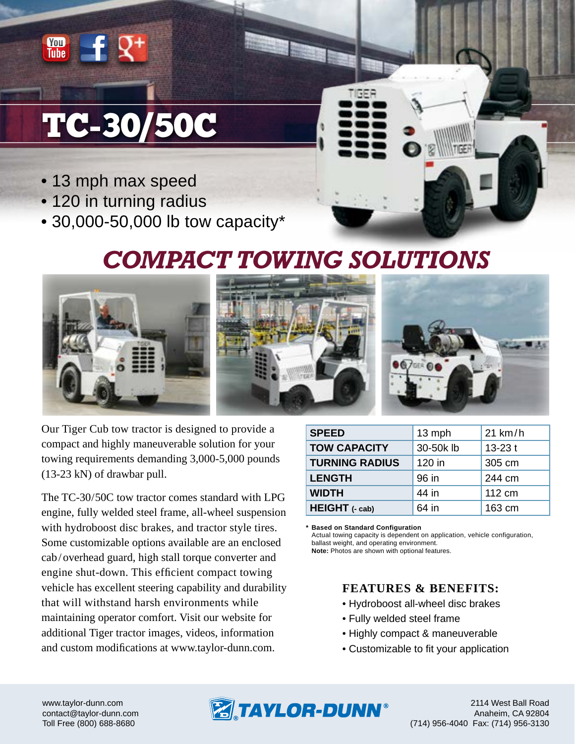# TC-30/50C

- 13 mph max speed
- 120 in turning radius
- 30,000-50,000 lb tow capacity*

## *COMPACT TOWING SOLUTIONS*

Our Tiger Cub tow tractor is designed to provide a compact and highly maneuverable solution for your towing requirements demanding 3,000-5,000 pounds (13-23 kN) of drawbar pull.

The TC-30/50C tow tractor comes standard with LPG engine, fully welded steel frame, all-wheel suspension with hydroboost disc brakes, and tractor style tires. Some customizable options available are an enclosed cab / overhead guard, high stall torque converter and engine shut-down. This efficient compact towing vehicle has excellent steering capability and durability that will withstand harsh environments while maintaining operator comfort. Visit our website for additional Tiger tractor images, videos, information and custom modifications at www.taylor-dunn.com.

| | | |
|---|---|---|
| **SPEED** | 13 mph | 21 km/h |
| **TOW CAPACITY** | 30-50k lb | 13-23 t |
| **TURNING RADIUS** | 120 in | 305 cm |
| **LENGTH** | 96 in | 244 cm |
| **WIDTH** | 44 in | 112 cm |
| **HEIGHT (- cab)** | 64 in | 163 cm |

\* **Based on Standard Configuration**
Actual towing capacity is dependent on application, vehicle configuration, ballast weight, and operating environment.
**Note:** Photos are shown with optional features.

### FEATURES & BENEFITS:

- Hydroboost all-wheel disc brakes
- Fully welded steel frame
- Highly compact & maneuverable
- Customizable to fit your application

www.taylor-dunn.com
contact@taylor-dunn.com
Toll Free (800) 688-8680

TAYLOR-DUNN®

2114 West Ball Road
Anaheim, CA 92804
(714) 956-4040 Fax: (714) 956-3130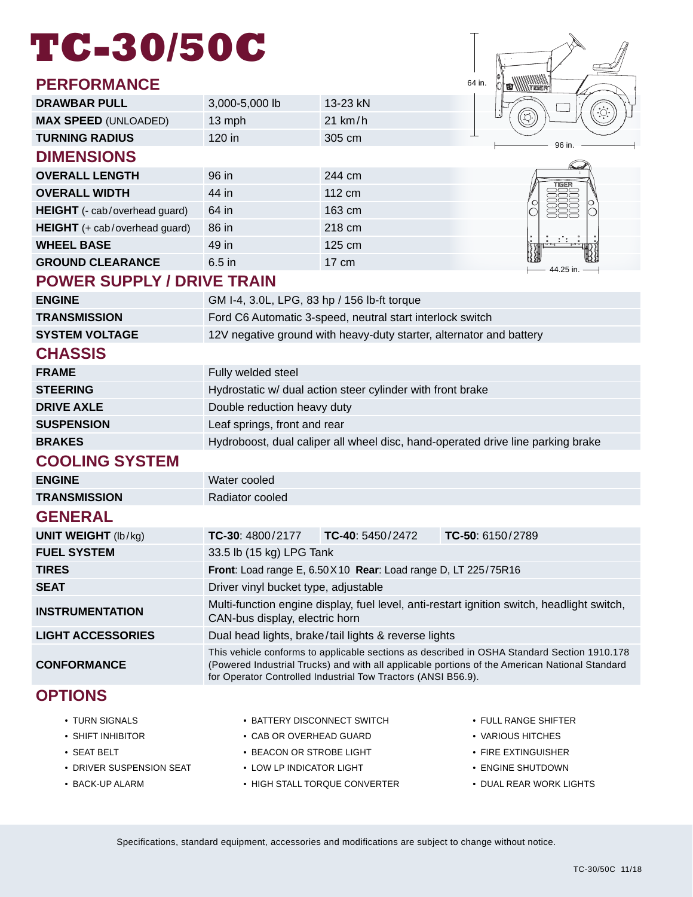# TC-30/50C

## PERFORMANCE

| | | |
|---|---|---|
| **DRAWBAR PULL** | 3,000-5,000 lb | 13-23 kN |
| **MAX SPEED** (UNLOADED) | 13 mph | 21 km/h |
| **TURNING RADIUS** | 120 in | 305 cm |

64 in.

96 in.

## DIMENSIONS

| | | |
|---|---|---|
| **OVERALL LENGTH** | 96 in | 244 cm |
| **OVERALL WIDTH** | 44 in | 112 cm |
| **HEIGHT** (- cab/overhead guard) | 64 in | 163 cm |
| **HEIGHT** (+ cab/overhead guard) | 86 in | 218 cm |
| **WHEEL BASE** | 49 in | 125 cm |
| **GROUND CLEARANCE** | 6.5 in | 17 cm |

44.25 in.

## POWER SUPPLY / DRIVE TRAIN

| | |
|---|---|
| **ENGINE** | GM I-4, 3.0L, LPG, 83 hp / 156 lb-ft torque |
| **TRANSMISSION** | Ford C6 Automatic 3-speed, neutral start interlock switch |
| **SYSTEM VOLTAGE** | 12V negative ground with heavy-duty starter, alternator and battery |

## CHASSIS

| | |
|---|---|
| **FRAME** | Fully welded steel |
| **STEERING** | Hydrostatic w/ dual action steer cylinder with front brake |
| **DRIVE AXLE** | Double reduction heavy duty |
| **SUSPENSION** | Leaf springs, front and rear |
| **BRAKES** | Hydroboost, dual caliper all wheel disc, hand-operated drive line parking brake |

## COOLING SYSTEM

| | |
|---|---|
| **ENGINE** | Water cooled |
| **TRANSMISSION** | Radiator cooled |

## GENERAL

| | | | |
|---|---|---|---|
| **UNIT WEIGHT** (lb/kg) | **TC-30**: 4800/2177 | **TC-40**: 5450/2472 | **TC-50**: 6150/2789 |
| **FUEL SYSTEM** | 33.5 lb (15 kg) LPG Tank | | |
| **TIRES** | **Front**: Load range E, 6.50X10 **Rear**: Load range D, LT 225/75R16 | | |
| **SEAT** | Driver vinyl bucket type, adjustable | | |
| **INSTRUMENTATION** | Multi-function engine display, fuel level, anti-restart ignition switch, headlight switch, CAN-bus display, electric horn | | |
| **LIGHT ACCESSORIES** | Dual head lights, brake/tail lights & reverse lights | | |
| **CONFORMANCE** | This vehicle conforms to applicable sections as described in OSHA Standard Section 1910.178 (Powered Industrial Trucks) and with all applicable portions of the American National Standard for Operator Controlled Industrial Tow Tractors (ANSI B56.9). | | |

## OPTIONS

- TURN SIGNALS
- SHIFT INHIBITOR
- SEAT BELT
- DRIVER SUSPENSION SEAT
- BACK-UP ALARM
- BATTERY DISCONNECT SWITCH
- CAB OR OVERHEAD GUARD
- BEACON OR STROBE LIGHT
- LOW LP INDICATOR LIGHT
- HIGH STALL TORQUE CONVERTER
- FULL RANGE SHIFTER
- VARIOUS HITCHES
- FIRE EXTINGUISHER
- ENGINE SHUTDOWN
- DUAL REAR WORK LIGHTS

Specifications, standard equipment, accessories and modifications are subject to change without notice.

TC-30/50C 11/18